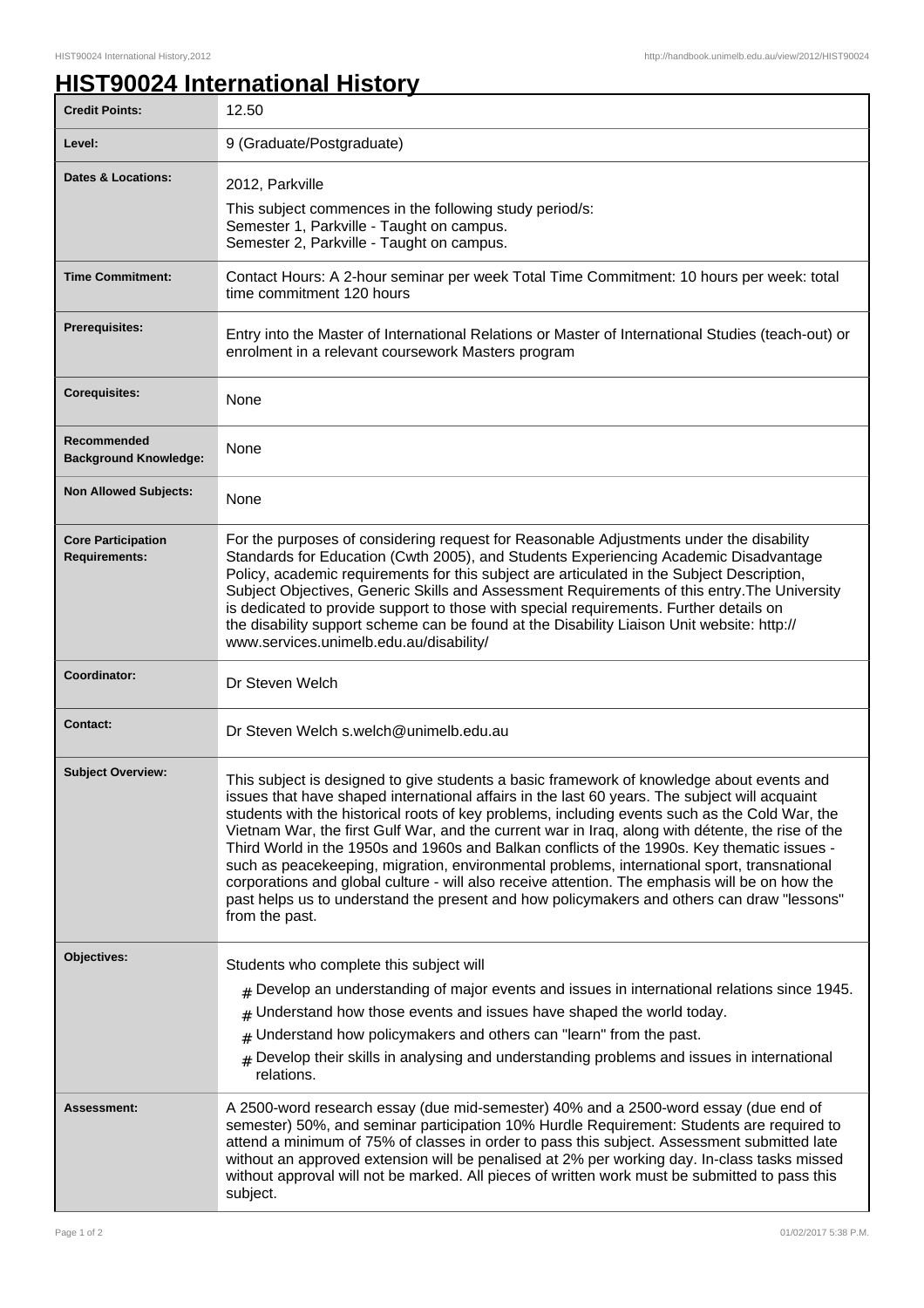# HIST90024 International History

| | |
|---|---|
| **Credit Points:** | 12.50 |
| **Level:** | 9 (Graduate/Postgraduate) |
| **Dates & Locations:** | 2012, Parkville<br>This subject commences in the following study period/s:<br>Semester 1, Parkville - Taught on campus.<br>Semester 2, Parkville - Taught on campus. |
| **Time Commitment:** | Contact Hours: A 2-hour seminar per week Total Time Commitment: 10 hours per week: total time commitment 120 hours |
| **Prerequisites:** | Entry into the Master of International Relations or Master of International Studies (teach-out) or enrolment in a relevant coursework Masters program |
| **Corequisites:** | None |
| **Recommended Background Knowledge:** | None |
| **Non Allowed Subjects:** | None |
| **Core Participation Requirements:** | For the purposes of considering request for Reasonable Adjustments under the disability Standards for Education (Cwth 2005), and Students Experiencing Academic Disadvantage Policy, academic requirements for this subject are articulated in the Subject Description, Subject Objectives, Generic Skills and Assessment Requirements of this entry.The University is dedicated to provide support to those with special requirements. Further details on the disability support scheme can be found at the Disability Liaison Unit website: http://www.services.unimelb.edu.au/disability/ |
| **Coordinator:** | Dr Steven Welch |
| **Contact:** | Dr Steven Welch s.welch@unimelb.edu.au |
| **Subject Overview:** | This subject is designed to give students a basic framework of knowledge about events and issues that have shaped international affairs in the last 60 years. The subject will acquaint students with the historical roots of key problems, including events such as the Cold War, the Vietnam War, the first Gulf War, and the current war in Iraq, along with détente, the rise of the Third World in the 1950s and 1960s and Balkan conflicts of the 1990s. Key thematic issues - such as peacekeeping, migration, environmental problems, international sport, transnational corporations and global culture - will also receive attention. The emphasis will be on how the past helps us to understand the present and how policymakers and others can draw "lessons" from the past. |
| **Objectives:** | Students who complete this subject will<br># Develop an understanding of major events and issues in international relations since 1945.<br># Understand how those events and issues have shaped the world today.<br># Understand how policymakers and others can "learn" from the past.<br># Develop their skills in analysing and understanding problems and issues in international relations. |
| **Assessment:** | A 2500-word research essay (due mid-semester) 40% and a 2500-word essay (due end of semester) 50%, and seminar participation 10% Hurdle Requirement: Students are required to attend a minimum of 75% of classes in order to pass this subject. Assessment submitted late without an approved extension will be penalised at 2% per working day. In-class tasks missed without approval will not be marked. All pieces of written work must be submitted to pass this subject. |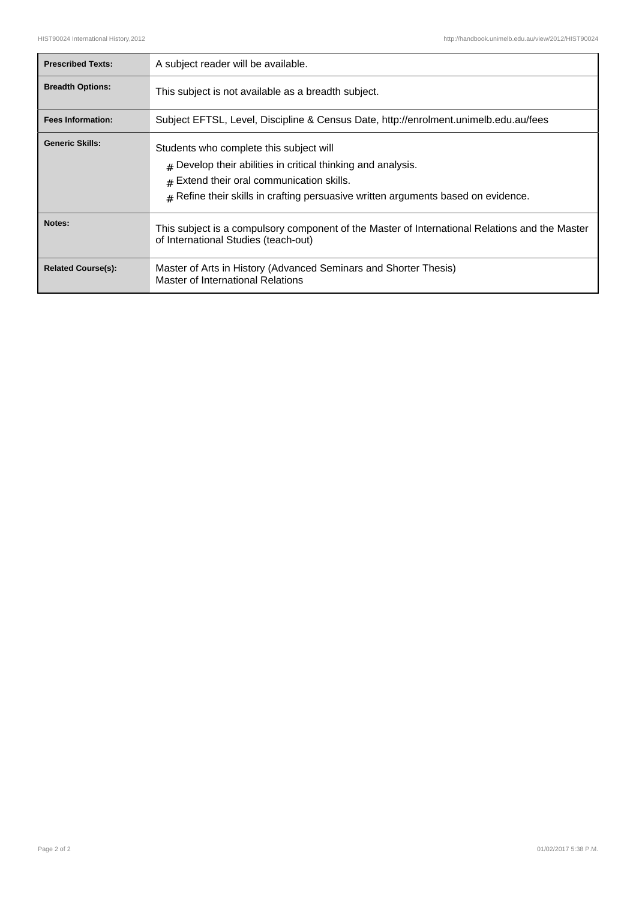| | |
|---|---|
| **Prescribed Texts:** | A subject reader will be available. |
| **Breadth Options:** | This subject is not available as a breadth subject. |
| **Fees Information:** | Subject EFTSL, Level, Discipline & Census Date, http://enrolment.unimelb.edu.au/fees |
| **Generic Skills:** | Students who complete this subject will<br># Develop their abilities in critical thinking and analysis.<br># Extend their oral communication skills.<br># Refine their skills in crafting persuasive written arguments based on evidence. |
| **Notes:** | This subject is a compulsory component of the Master of International Relations and the Master of International Studies (teach-out) |
| **Related Course(s):** | Master of Arts in History (Advanced Seminars and Shorter Thesis)<br>Master of International Relations |